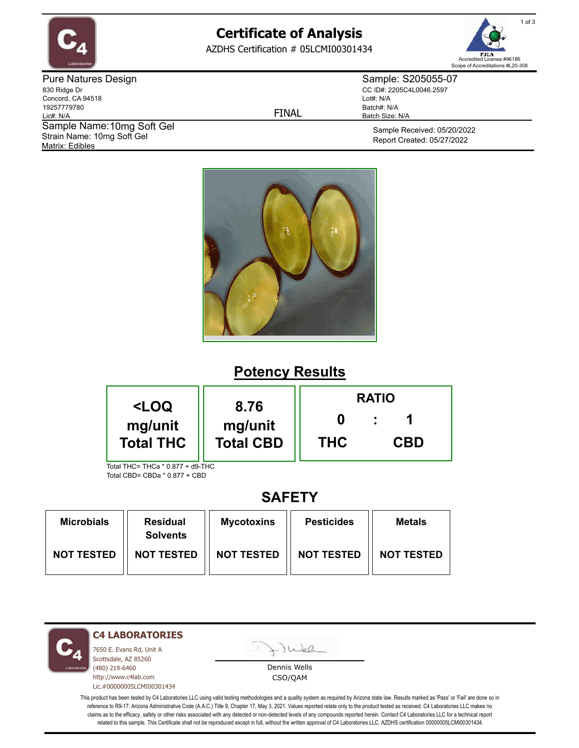# Certificate of Analysis

AZDHS Certification # 05LCMI00301434

Accredited License #96186
Scope of Accreditations #L20-308

**Pure Natures Design**
830 Ridge Dr
Concord, CA 94518
19257779780
Lic#: N/A

**Sample: S205055-07**
CC ID#: 2205C4L0046.2597
Lot#: N/A
Batch#: N/A
Batch Size: N/A

FINAL

Sample Name: 10mg Soft Gel
Strain Name: 10mg Soft Gel
Matrix: Edibles

Sample Received: 05/20/2022
Report Created: 05/27/2022

## Potency Results

| <LOQ mg/unit Total THC | 8.76 mg/unit Total CBD | RATIO 0 : 1 THC : CBD |
|---|---|---|

Total THC= THCa * 0.877 + d9-THC
Total CBD= CBDa * 0.877 + CBD

## SAFETY

| Microbials | Residual Solvents | Mycotoxins | Pesticides | Metals |
|---|---|---|---|---|
| NOT TESTED | NOT TESTED | NOT TESTED | NOT TESTED | NOT TESTED |

**C4 LABORATORIES**
7650 E. Evans Rd, Unit A
Scottsdale, AZ 85260
(480) 219-6460
http://www.c4lab.com
Lic.#00000005LCMI00301434

Dennis Wells
CSO/QAM

This product has been tested by C4 Laboratories LLC using valid testing methodologies and a quality system as required by Arizona state law. Results marked as 'Pass' or 'Fail' are done so in reference to R9-17: Arizona Administrative Code (A.A.C.) Title 9, Chapter 17, May 3, 2021. Values reported relate only to the product tested as received. C4 Laboratories LLC makes no claims as to the efficacy, safety or other risks associated with any detected or non-detected levels of any compounds reported herein. Contact C4 Laboratories LLC for a technical report related to this sample. This Certificate shall not be reproduced except in full, without the written approval of C4 Laboratories LLC. AZDHS certification 00000005LCMI00301434.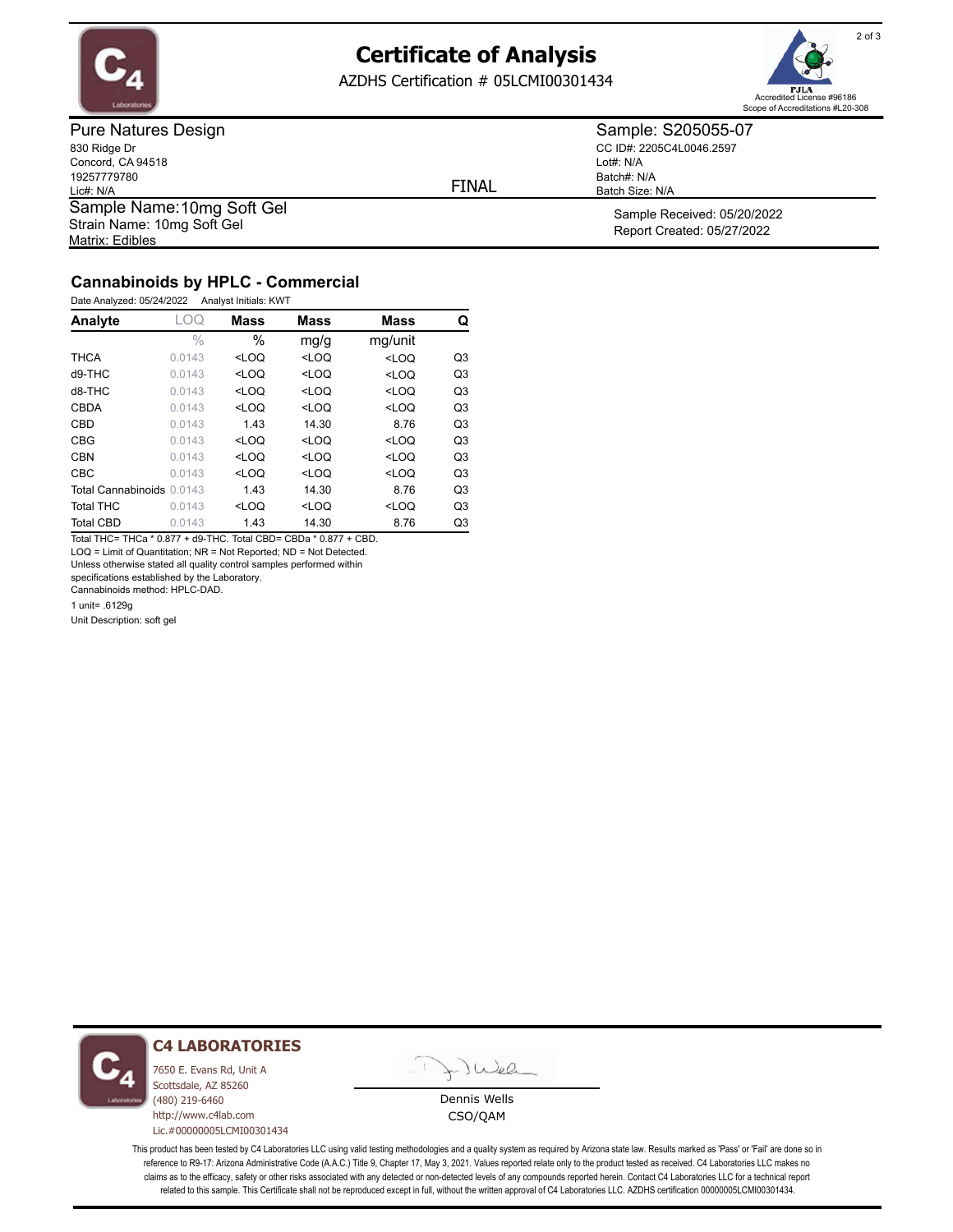# Certificate of Analysis

AZDHS Certification # 05LCMI00301434

Accredited License #96186
Scope of Accreditations #L20-308

**Pure Natures Design**
830 Ridge Dr
Concord, CA 94518
19257779780
Lic#: N/A

**Sample: S205055-07**
CC ID#: 2205C4L0046.2597
Lot#: N/A
Batch#: N/A
Batch Size: N/A

FINAL

Sample Name: 10mg Soft Gel
Strain Name: 10mg Soft Gel
Matrix: Edibles

Sample Received: 05/20/2022
Report Created: 05/27/2022

## Cannabinoids by HPLC - Commercial

Date Analyzed: 05/24/2022 Analyst Initials: KWT

| Analyte | LOQ | Mass | Mass | Mass | Q |
|---|---|---|---|---|---|
| | % | % | mg/g | mg/unit | |
| THCA | 0.0143 | <LOQ | <LOQ | <LOQ | Q3 |
| d9-THC | 0.0143 | <LOQ | <LOQ | <LOQ | Q3 |
| d8-THC | 0.0143 | <LOQ | <LOQ | <LOQ | Q3 |
| CBDA | 0.0143 | <LOQ | <LOQ | <LOQ | Q3 |
| CBD | 0.0143 | 1.43 | 14.30 | 8.76 | Q3 |
| CBG | 0.0143 | <LOQ | <LOQ | <LOQ | Q3 |
| CBN | 0.0143 | <LOQ | <LOQ | <LOQ | Q3 |
| CBC | 0.0143 | <LOQ | <LOQ | <LOQ | Q3 |
| Total Cannabinoids | 0.0143 | 1.43 | 14.30 | 8.76 | Q3 |
| Total THC | 0.0143 | <LOQ | <LOQ | <LOQ | Q3 |
| Total CBD | 0.0143 | 1.43 | 14.30 | 8.76 | Q3 |

Total THC= THCa * 0.877 + d9-THC. Total CBD= CBDa * 0.877 + CBD.
LOQ = Limit of Quantitation; NR = Not Reported; ND = Not Detected.
Unless otherwise stated all quality control samples performed within specifications established by the Laboratory.
Cannabinoids method: HPLC-DAD.

1 unit= .6129g

Unit Description: soft gel

**C4 LABORATORIES**
7650 E. Evans Rd, Unit A
Scottsdale, AZ 85260
(480) 219-6460
http://www.c4lab.com
Lic.#00000005LCMI00301434

Dennis Wells
CSO/QAM

This product has been tested by C4 Laboratories LLC using valid testing methodologies and a quality system as required by Arizona state law. Results marked as 'Pass' or 'Fail' are done so in reference to R9-17: Arizona Administrative Code (A.A.C.) Title 9, Chapter 17, May 3, 2021. Values reported relate only to the product tested as received. C4 Laboratories LLC makes no claims as to the efficacy, safety or other risks associated with any detected or non-detected levels of any compounds reported herein. Contact C4 Laboratories LLC for a technical report related to this sample. This Certificate shall not be reproduced except in full, without the written approval of C4 Laboratories LLC. AZDHS certification 00000005LCMI00301434.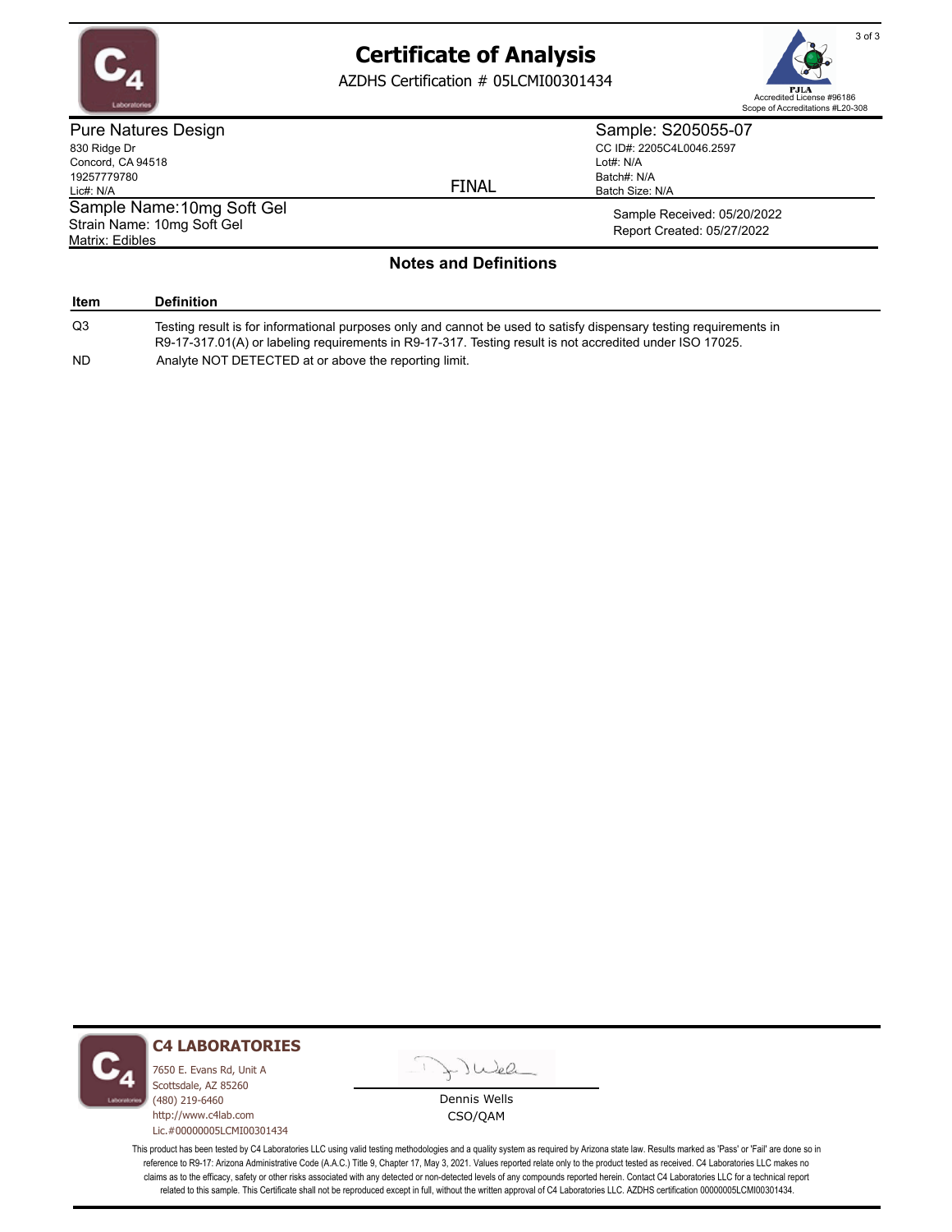# Certificate of Analysis

AZDHS Certification # 05LCMI00301434

PJLA Accredited License #96186
Scope of Accreditations #L20-308

**Pure Natures Design**
830 Ridge Dr
Concord, CA 94518
19257779780
Lic#: N/A

**Sample Name:** 10mg Soft Gel
Strain Name: 10mg Soft Gel
Matrix: Edibles

FINAL

**Sample: S205055-07**
CC ID#: 2205C4L0046.2597
Lot#: N/A
Batch#: N/A
Batch Size: N/A

Sample Received: 05/20/2022
Report Created: 05/27/2022

## Notes and Definitions

| Item | Definition |
| --- | --- |
| Q3 | Testing result is for informational purposes only and cannot be used to satisfy dispensary testing requirements in R9-17-317.01(A) or labeling requirements in R9-17-317. Testing result is not accredited under ISO 17025. |
| ND | Analyte NOT DETECTED at or above the reporting limit. |

**C4 LABORATORIES**
7650 E. Evans Rd, Unit A
Scottsdale, AZ 85260
(480) 219-6460
http://www.c4lab.com
Lic.#00000005LCMI00301434

Dennis Wells
CSO/QAM

This product has been tested by C4 Laboratories LLC using valid testing methodologies and a quality system as required by Arizona state law. Results marked as 'Pass' or 'Fail' are done so in reference to R9-17: Arizona Administrative Code (A.A.C.) Title 9, Chapter 17, May 3, 2021. Values reported relate only to the product tested as received. C4 Laboratories LLC makes no claims as to the efficacy, safety or other risks associated with any detected or non-detected levels of any compounds reported herein. Contact C4 Laboratories LLC for a technical report related to this sample. This Certificate shall not be reproduced except in full, without the written approval of C4 Laboratories LLC. AZDHS certification 00000005LCMI00301434.